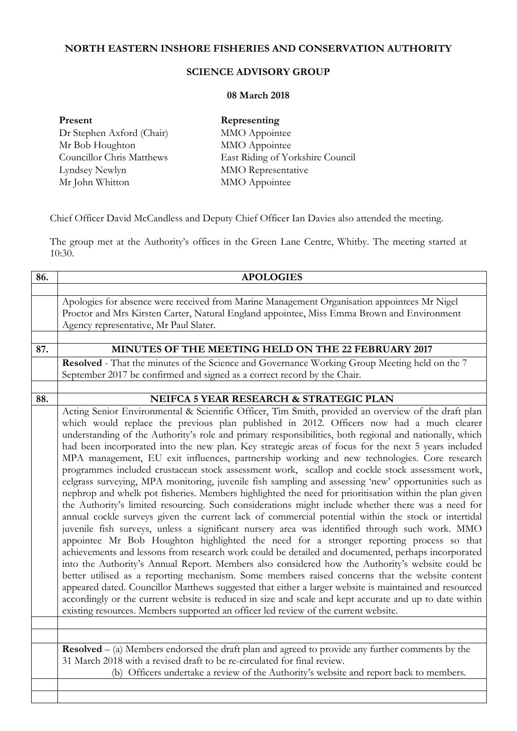**NORTH EASTERN INSHORE FISHERIES AND CONSERVATION AUTHORITY**

**SCIENCE ADVISORY GROUP**

**08 March 2018**

| **Present** | **Representing** |
|---|---|
| Dr Stephen Axford (Chair) | MMO Appointee |
| Mr Bob Houghton | MMO Appointee |
| Councillor Chris Matthews | East Riding of Yorkshire Council |
| Lyndsey Newlyn | MMO Representative |
| Mr John Whitton | MMO Appointee |

Chief Officer David McCandless and Deputy Chief Officer Ian Davies also attended the meeting.

The group met at the Authority's offices in the Green Lane Centre, Whitby. The meeting started at 10:30.

| | |
|---|---|
| **86.** | **APOLOGIES** |
| | Apologies for absence were received from Marine Management Organisation appointees Mr Nigel Proctor and Mrs Kirsten Carter, Natural England appointee, Miss Emma Brown and Environment Agency representative, Mr Paul Slater. |
| **87.** | **MINUTES OF THE MEETING HELD ON THE 22 FEBRUARY 2017** |
| | **Resolved** - That the minutes of the Science and Governance Working Group Meeting held on the 7 September 2017 be confirmed and signed as a correct record by the Chair. |
| **88.** | **NEIFCA 5 YEAR RESEARCH & STRATEGIC PLAN** |
| | Acting Senior Environmental & Scientific Officer, Tim Smith, provided an overview of the draft plan which would replace the previous plan published in 2012. Officers now had a much clearer understanding of the Authority's role and primary responsibilities, both regional and nationally, which had been incorporated into the new plan. Key strategic areas of focus for the next 5 years included MPA management, EU exit influences, partnership working and new technologies. Core research programmes included crustacean stock assessment work, scallop and cockle stock assessment work, eelgrass surveying, MPA monitoring, juvenile fish sampling and assessing 'new' opportunities such as nephrop and whelk pot fisheries. Members highlighted the need for prioritisation within the plan given the Authority's limited resourcing. Such considerations might include whether there was a need for annual cockle surveys given the current lack of commercial potential within the stock or intertidal juvenile fish surveys, unless a significant nursery area was identified through such work. MMO appointee Mr Bob Houghton highlighted the need for a stronger reporting process so that achievements and lessons from research work could be detailed and documented, perhaps incorporated into the Authority's Annual Report. Members also considered how the Authority's website could be better utilised as a reporting mechanism. Some members raised concerns that the website content appeared dated. Councillor Matthews suggested that either a larger website is maintained and resourced accordingly or the current website is reduced in size and scale and kept accurate and up to date within existing resources. Members supported an officer led review of the current website. |
| | **Resolved** – (a) Members endorsed the draft plan and agreed to provide any further comments by the 31 March 2018 with a revised draft to be re-circulated for final review.<br>(b) Officers undertake a review of the Authority's website and report back to members. |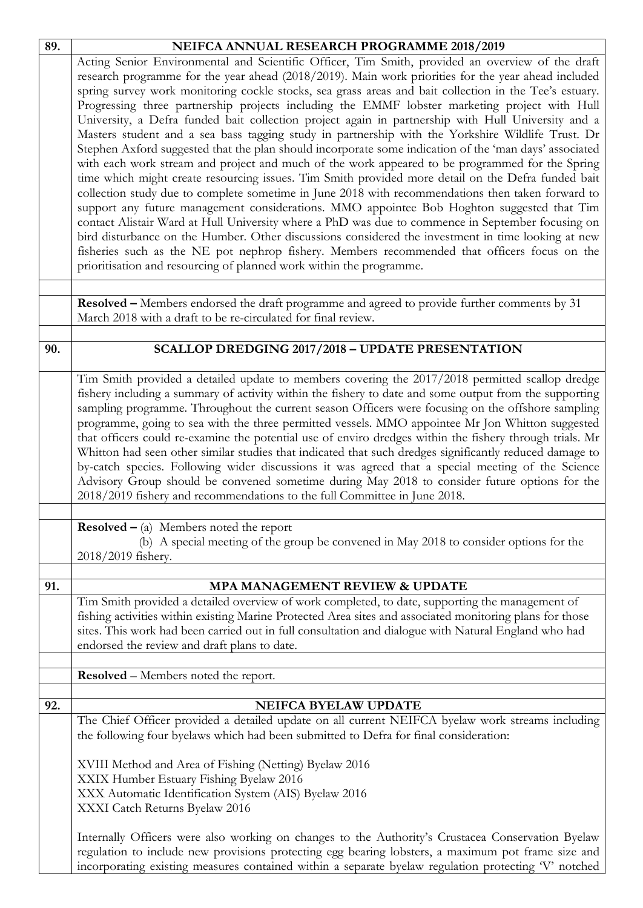## 89. NEIFCA ANNUAL RESEARCH PROGRAMME 2018/2019

Acting Senior Environmental and Scientific Officer, Tim Smith, provided an overview of the draft research programme for the year ahead (2018/2019). Main work priorities for the year ahead included spring survey work monitoring cockle stocks, sea grass areas and bait collection in the Tee's estuary. Progressing three partnership projects including the EMMF lobster marketing project with Hull University, a Defra funded bait collection project again in partnership with Hull University and a Masters student and a sea bass tagging study in partnership with the Yorkshire Wildlife Trust. Dr Stephen Axford suggested that the plan should incorporate some indication of the 'man days' associated with each work stream and project and much of the work appeared to be programmed for the Spring time which might create resourcing issues. Tim Smith provided more detail on the Defra funded bait collection study due to complete sometime in June 2018 with recommendations then taken forward to support any future management considerations. MMO appointee Bob Hoghton suggested that Tim contact Alistair Ward at Hull University where a PhD was due to commence in September focusing on bird disturbance on the Humber. Other discussions considered the investment in time looking at new fisheries such as the NE pot nephrop fishery. Members recommended that officers focus on the prioritisation and resourcing of planned work within the programme.

**Resolved –** Members endorsed the draft programme and agreed to provide further comments by 31 March 2018 with a draft to be re-circulated for final review.

## 90. SCALLOP DREDGING 2017/2018 – UPDATE PRESENTATION

Tim Smith provided a detailed update to members covering the 2017/2018 permitted scallop dredge fishery including a summary of activity within the fishery to date and some output from the supporting sampling programme. Throughout the current season Officers were focusing on the offshore sampling programme, going to sea with the three permitted vessels. MMO appointee Mr Jon Whitton suggested that officers could re-examine the potential use of enviro dredges within the fishery through trials. Mr Whitton had seen other similar studies that indicated that such dredges significantly reduced damage to by-catch species. Following wider discussions it was agreed that a special meeting of the Science Advisory Group should be convened sometime during May 2018 to consider future options for the 2018/2019 fishery and recommendations to the full Committee in June 2018.

**Resolved –** (a) Members noted the report

(b) A special meeting of the group be convened in May 2018 to consider options for the 2018/2019 fishery.

## 91. MPA MANAGEMENT REVIEW & UPDATE

Tim Smith provided a detailed overview of work completed, to date, supporting the management of fishing activities within existing Marine Protected Area sites and associated monitoring plans for those sites. This work had been carried out in full consultation and dialogue with Natural England who had endorsed the review and draft plans to date.

**Resolved** – Members noted the report.

## 92. NEIFCA BYELAW UPDATE

The Chief Officer provided a detailed update on all current NEIFCA byelaw work streams including the following four byelaws which had been submitted to Defra for final consideration:

XVIII Method and Area of Fishing (Netting) Byelaw 2016
XXIX Humber Estuary Fishing Byelaw 2016
XXX Automatic Identification System (AIS) Byelaw 2016
XXXI Catch Returns Byelaw 2016

Internally Officers were also working on changes to the Authority's Crustacea Conservation Byelaw regulation to include new provisions protecting egg bearing lobsters, a maximum pot frame size and incorporating existing measures contained within a separate byelaw regulation protecting 'V' notched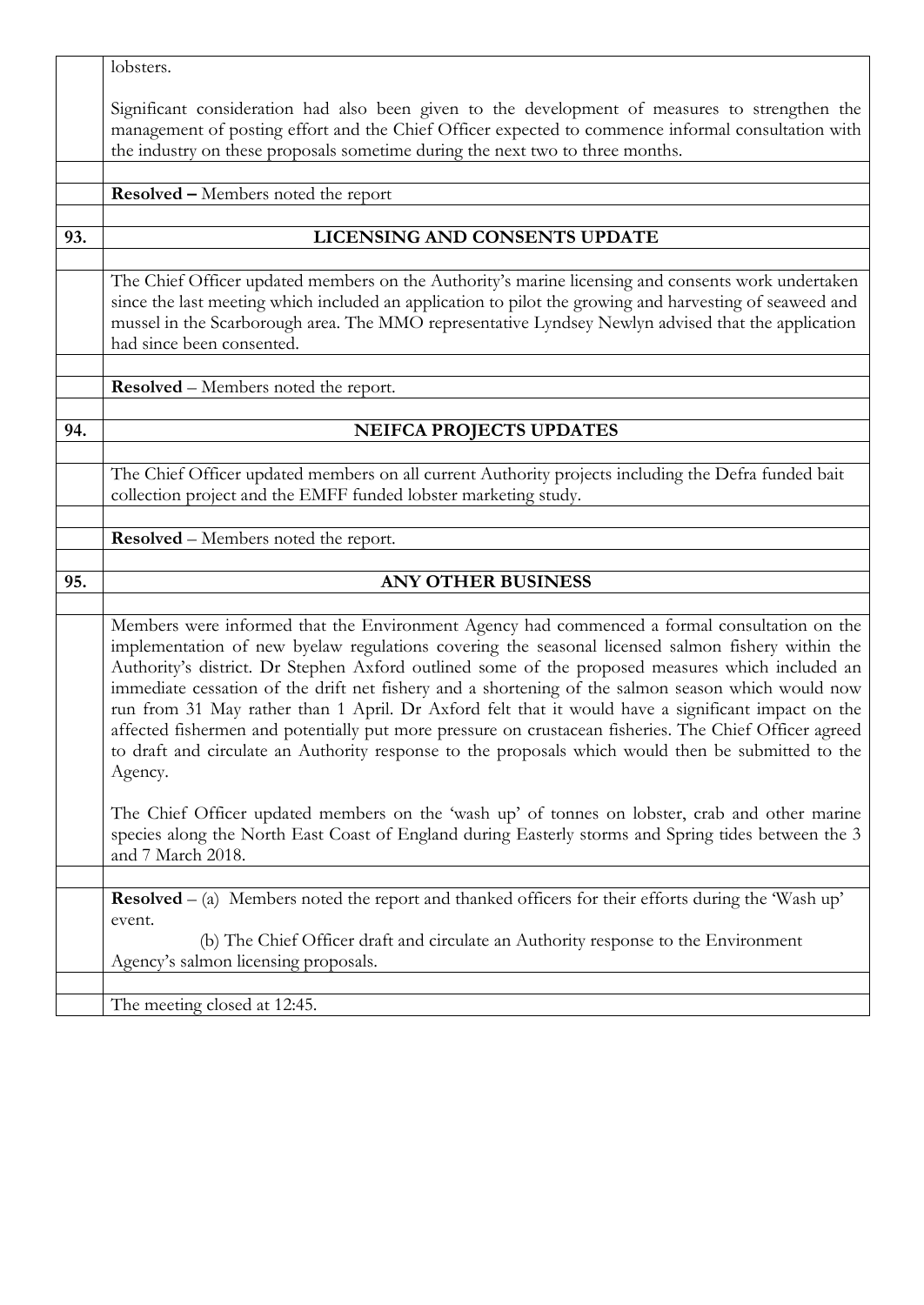lobsters.

Significant consideration had also been given to the development of measures to strengthen the management of posting effort and the Chief Officer expected to commence informal consultation with the industry on these proposals sometime during the next two to three months.

**Resolved –** Members noted the report

## 93. LICENSING AND CONSENTS UPDATE

The Chief Officer updated members on the Authority's marine licensing and consents work undertaken since the last meeting which included an application to pilot the growing and harvesting of seaweed and mussel in the Scarborough area. The MMO representative Lyndsey Newlyn advised that the application had since been consented.

**Resolved** – Members noted the report.

## 94. NEIFCA PROJECTS UPDATES

The Chief Officer updated members on all current Authority projects including the Defra funded bait collection project and the EMFF funded lobster marketing study.

**Resolved** – Members noted the report.

## 95. ANY OTHER BUSINESS

Members were informed that the Environment Agency had commenced a formal consultation on the implementation of new byelaw regulations covering the seasonal licensed salmon fishery within the Authority's district. Dr Stephen Axford outlined some of the proposed measures which included an immediate cessation of the drift net fishery and a shortening of the salmon season which would now run from 31 May rather than 1 April. Dr Axford felt that it would have a significant impact on the affected fishermen and potentially put more pressure on crustacean fisheries. The Chief Officer agreed to draft and circulate an Authority response to the proposals which would then be submitted to the Agency.

The Chief Officer updated members on the 'wash up' of tonnes on lobster, crab and other marine species along the North East Coast of England during Easterly storms and Spring tides between the 3 and 7 March 2018.

**Resolved** – (a) Members noted the report and thanked officers for their efforts during the 'Wash up' event.

(b) The Chief Officer draft and circulate an Authority response to the Environment Agency's salmon licensing proposals.

The meeting closed at 12:45.